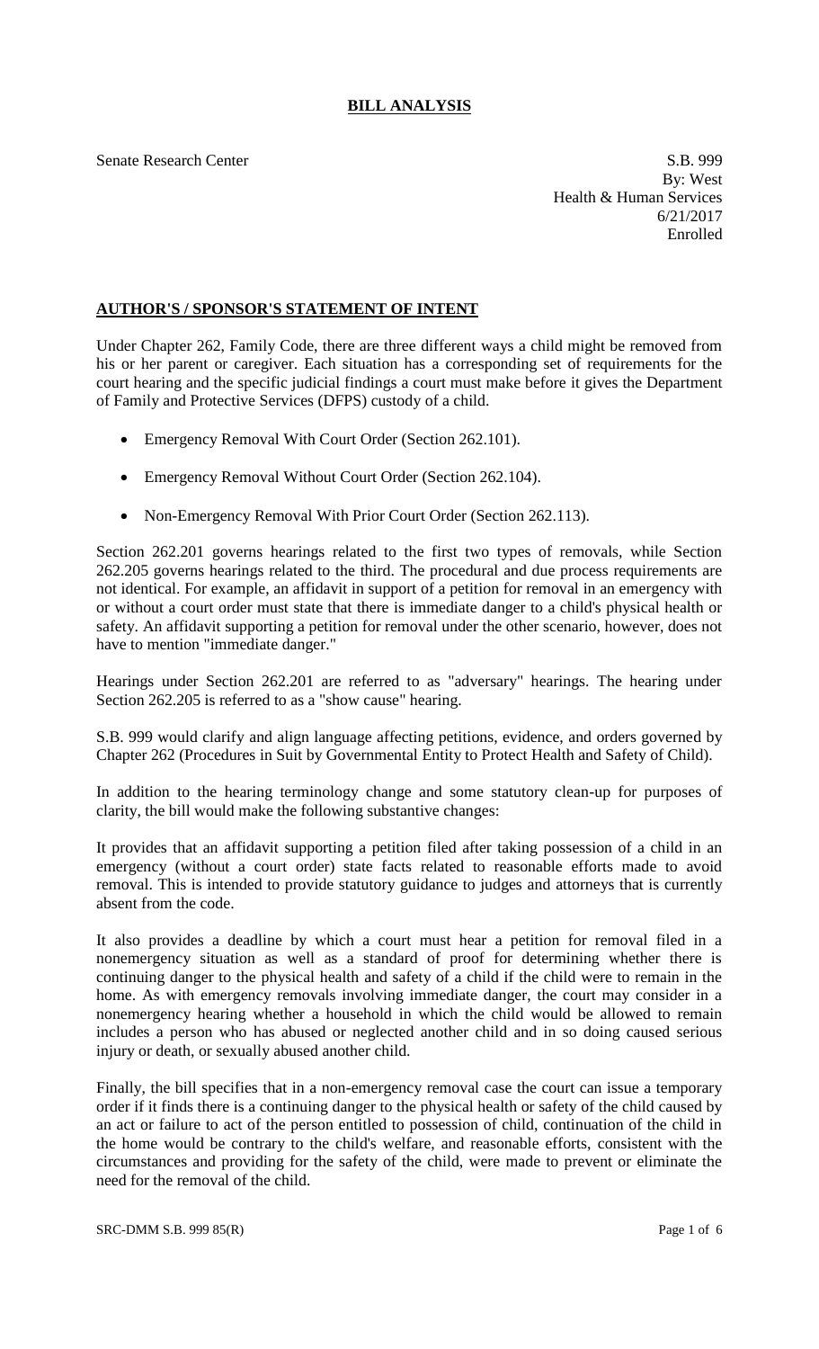# BILL ANALYSIS

Senate Research Center

S.B. 999
By: West
Health & Human Services
6/21/2017
Enrolled

## AUTHOR'S / SPONSOR'S STATEMENT OF INTENT

Under Chapter 262, Family Code, there are three different ways a child might be removed from his or her parent or caregiver. Each situation has a corresponding set of requirements for the court hearing and the specific judicial findings a court must make before it gives the Department of Family and Protective Services (DFPS) custody of a child.

- Emergency Removal With Court Order (Section 262.101).
- Emergency Removal Without Court Order (Section 262.104).
- Non-Emergency Removal With Prior Court Order (Section 262.113).

Section 262.201 governs hearings related to the first two types of removals, while Section 262.205 governs hearings related to the third. The procedural and due process requirements are not identical. For example, an affidavit in support of a petition for removal in an emergency with or without a court order must state that there is immediate danger to a child's physical health or safety. An affidavit supporting a petition for removal under the other scenario, however, does not have to mention "immediate danger."

Hearings under Section 262.201 are referred to as "adversary" hearings. The hearing under Section 262.205 is referred to as a "show cause" hearing.

S.B. 999 would clarify and align language affecting petitions, evidence, and orders governed by Chapter 262 (Procedures in Suit by Governmental Entity to Protect Health and Safety of Child).

In addition to the hearing terminology change and some statutory clean-up for purposes of clarity, the bill would make the following substantive changes:

It provides that an affidavit supporting a petition filed after taking possession of a child in an emergency (without a court order) state facts related to reasonable efforts made to avoid removal. This is intended to provide statutory guidance to judges and attorneys that is currently absent from the code.

It also provides a deadline by which a court must hear a petition for removal filed in a nonemergency situation as well as a standard of proof for determining whether there is continuing danger to the physical health and safety of a child if the child were to remain in the home. As with emergency removals involving immediate danger, the court may consider in a nonemergency hearing whether a household in which the child would be allowed to remain includes a person who has abused or neglected another child and in so doing caused serious injury or death, or sexually abused another child.

Finally, the bill specifies that in a non-emergency removal case the court can issue a temporary order if it finds there is a continuing danger to the physical health or safety of the child caused by an act or failure to act of the person entitled to possession of child, continuation of the child in the home would be contrary to the child's welfare, and reasonable efforts, consistent with the circumstances and providing for the safety of the child, were made to prevent or eliminate the need for the removal of the child.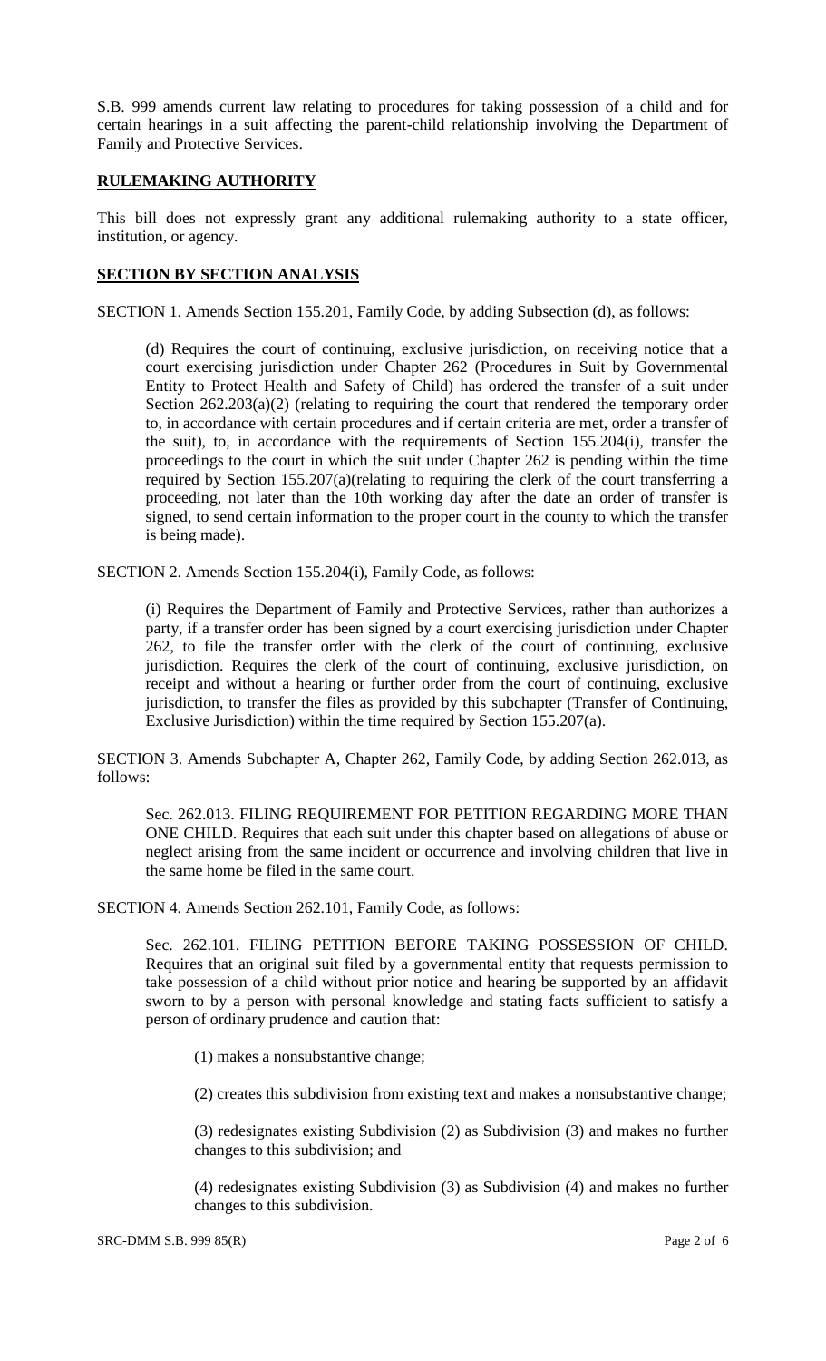S.B. 999 amends current law relating to procedures for taking possession of a child and for certain hearings in a suit affecting the parent-child relationship involving the Department of Family and Protective Services.

## RULEMAKING AUTHORITY

This bill does not expressly grant any additional rulemaking authority to a state officer, institution, or agency.

## SECTION BY SECTION ANALYSIS

SECTION 1. Amends Section 155.201, Family Code, by adding Subsection (d), as follows:

> (d) Requires the court of continuing, exclusive jurisdiction, on receiving notice that a court exercising jurisdiction under Chapter 262 (Procedures in Suit by Governmental Entity to Protect Health and Safety of Child) has ordered the transfer of a suit under Section 262.203(a)(2) (relating to requiring the court that rendered the temporary order to, in accordance with certain procedures and if certain criteria are met, order a transfer of the suit), to, in accordance with the requirements of Section 155.204(i), transfer the proceedings to the court in which the suit under Chapter 262 is pending within the time required by Section 155.207(a)(relating to requiring the clerk of the court transferring a proceeding, not later than the 10th working day after the date an order of transfer is signed, to send certain information to the proper court in the county to which the transfer is being made).

SECTION 2. Amends Section 155.204(i), Family Code, as follows:

> (i) Requires the Department of Family and Protective Services, rather than authorizes a party, if a transfer order has been signed by a court exercising jurisdiction under Chapter 262, to file the transfer order with the clerk of the court of continuing, exclusive jurisdiction. Requires the clerk of the court of continuing, exclusive jurisdiction, on receipt and without a hearing or further order from the court of continuing, exclusive jurisdiction, to transfer the files as provided by this subchapter (Transfer of Continuing, Exclusive Jurisdiction) within the time required by Section 155.207(a).

SECTION 3. Amends Subchapter A, Chapter 262, Family Code, by adding Section 262.013, as follows:

> Sec. 262.013. FILING REQUIREMENT FOR PETITION REGARDING MORE THAN ONE CHILD. Requires that each suit under this chapter based on allegations of abuse or neglect arising from the same incident or occurrence and involving children that live in the same home be filed in the same court.

SECTION 4. Amends Section 262.101, Family Code, as follows:

> Sec. 262.101. FILING PETITION BEFORE TAKING POSSESSION OF CHILD. Requires that an original suit filed by a governmental entity that requests permission to take possession of a child without prior notice and hearing be supported by an affidavit sworn to by a person with personal knowledge and stating facts sufficient to satisfy a person of ordinary prudence and caution that:
>
> > (1) makes a nonsubstantive change;
> >
> > (2) creates this subdivision from existing text and makes a nonsubstantive change;
> >
> > (3) redesignates existing Subdivision (2) as Subdivision (3) and makes no further changes to this subdivision; and
> >
> > (4) redesignates existing Subdivision (3) as Subdivision (4) and makes no further changes to this subdivision.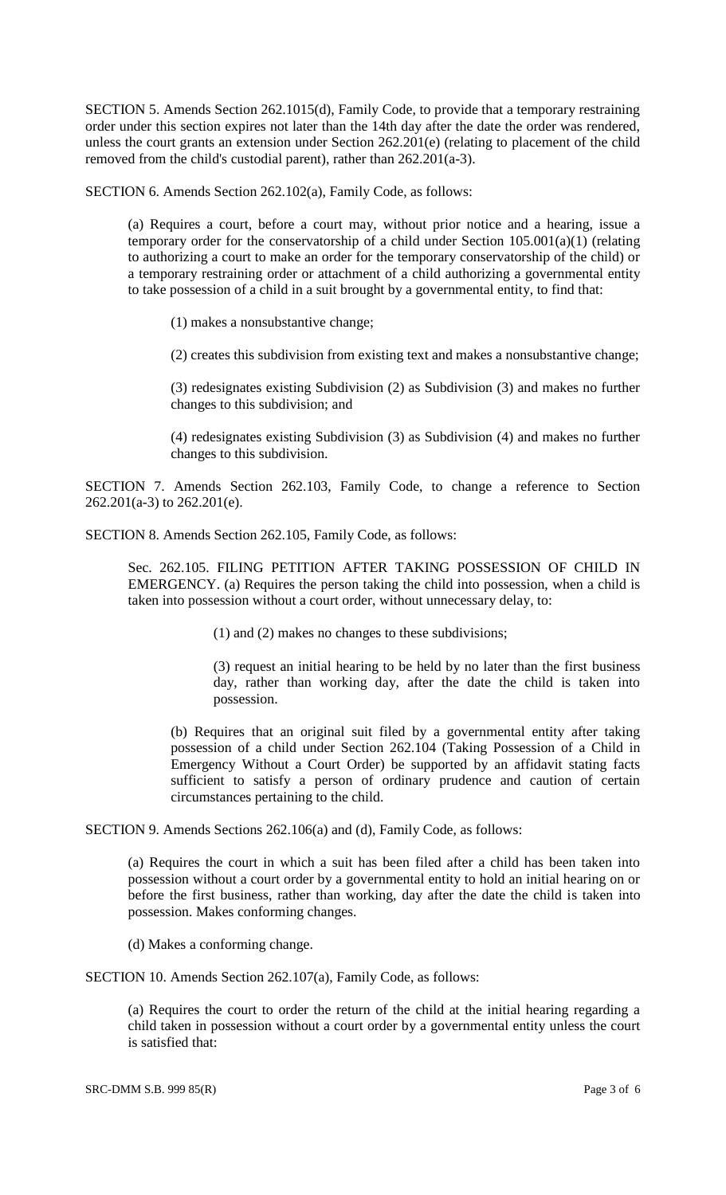SECTION 5. Amends Section 262.1015(d), Family Code, to provide that a temporary restraining order under this section expires not later than the 14th day after the date the order was rendered, unless the court grants an extension under Section 262.201(e) (relating to placement of the child removed from the child's custodial parent), rather than 262.201(a-3).

SECTION 6. Amends Section 262.102(a), Family Code, as follows:

(a) Requires a court, before a court may, without prior notice and a hearing, issue a temporary order for the conservatorship of a child under Section 105.001(a)(1) (relating to authorizing a court to make an order for the temporary conservatorship of the child) or a temporary restraining order or attachment of a child authorizing a governmental entity to take possession of a child in a suit brought by a governmental entity, to find that:

(1) makes a nonsubstantive change;

(2) creates this subdivision from existing text and makes a nonsubstantive change;

(3) redesignates existing Subdivision (2) as Subdivision (3) and makes no further changes to this subdivision; and

(4) redesignates existing Subdivision (3) as Subdivision (4) and makes no further changes to this subdivision.

SECTION 7. Amends Section 262.103, Family Code, to change a reference to Section 262.201(a-3) to 262.201(e).

SECTION 8. Amends Section 262.105, Family Code, as follows:

Sec. 262.105. FILING PETITION AFTER TAKING POSSESSION OF CHILD IN EMERGENCY. (a) Requires the person taking the child into possession, when a child is taken into possession without a court order, without unnecessary delay, to:

(1) and (2) makes no changes to these subdivisions;

(3) request an initial hearing to be held by no later than the first business day, rather than working day, after the date the child is taken into possession.

(b) Requires that an original suit filed by a governmental entity after taking possession of a child under Section 262.104 (Taking Possession of a Child in Emergency Without a Court Order) be supported by an affidavit stating facts sufficient to satisfy a person of ordinary prudence and caution of certain circumstances pertaining to the child.

SECTION 9. Amends Sections 262.106(a) and (d), Family Code, as follows:

(a) Requires the court in which a suit has been filed after a child has been taken into possession without a court order by a governmental entity to hold an initial hearing on or before the first business, rather than working, day after the date the child is taken into possession. Makes conforming changes.

(d) Makes a conforming change.

SECTION 10. Amends Section 262.107(a), Family Code, as follows:

(a) Requires the court to order the return of the child at the initial hearing regarding a child taken in possession without a court order by a governmental entity unless the court is satisfied that: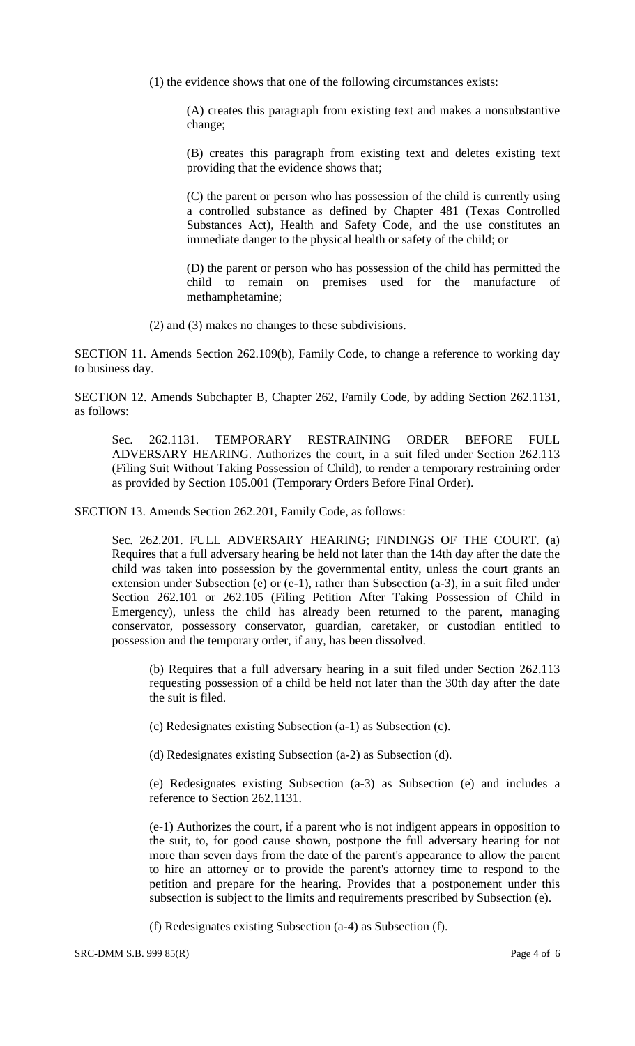(1) the evidence shows that one of the following circumstances exists:

(A) creates this paragraph from existing text and makes a nonsubstantive change;

(B) creates this paragraph from existing text and deletes existing text providing that the evidence shows that;

(C) the parent or person who has possession of the child is currently using a controlled substance as defined by Chapter 481 (Texas Controlled Substances Act), Health and Safety Code, and the use constitutes an immediate danger to the physical health or safety of the child; or

(D) the parent or person who has possession of the child has permitted the child to remain on premises used for the manufacture of methamphetamine;

(2) and (3) makes no changes to these subdivisions.

SECTION 11. Amends Section 262.109(b), Family Code, to change a reference to working day to business day.

SECTION 12. Amends Subchapter B, Chapter 262, Family Code, by adding Section 262.1131, as follows:

Sec. 262.1131. TEMPORARY RESTRAINING ORDER BEFORE FULL ADVERSARY HEARING. Authorizes the court, in a suit filed under Section 262.113 (Filing Suit Without Taking Possession of Child), to render a temporary restraining order as provided by Section 105.001 (Temporary Orders Before Final Order).

SECTION 13. Amends Section 262.201, Family Code, as follows:

Sec. 262.201. FULL ADVERSARY HEARING; FINDINGS OF THE COURT. (a) Requires that a full adversary hearing be held not later than the 14th day after the date the child was taken into possession by the governmental entity, unless the court grants an extension under Subsection (e) or (e-1), rather than Subsection (a-3), in a suit filed under Section 262.101 or 262.105 (Filing Petition After Taking Possession of Child in Emergency), unless the child has already been returned to the parent, managing conservator, possessory conservator, guardian, caretaker, or custodian entitled to possession and the temporary order, if any, has been dissolved.

(b) Requires that a full adversary hearing in a suit filed under Section 262.113 requesting possession of a child be held not later than the 30th day after the date the suit is filed.

(c) Redesignates existing Subsection (a-1) as Subsection (c).

(d) Redesignates existing Subsection (a-2) as Subsection (d).

(e) Redesignates existing Subsection (a-3) as Subsection (e) and includes a reference to Section 262.1131.

(e-1) Authorizes the court, if a parent who is not indigent appears in opposition to the suit, to, for good cause shown, postpone the full adversary hearing for not more than seven days from the date of the parent's appearance to allow the parent to hire an attorney or to provide the parent's attorney time to respond to the petition and prepare for the hearing. Provides that a postponement under this subsection is subject to the limits and requirements prescribed by Subsection (e).

(f) Redesignates existing Subsection (a-4) as Subsection (f).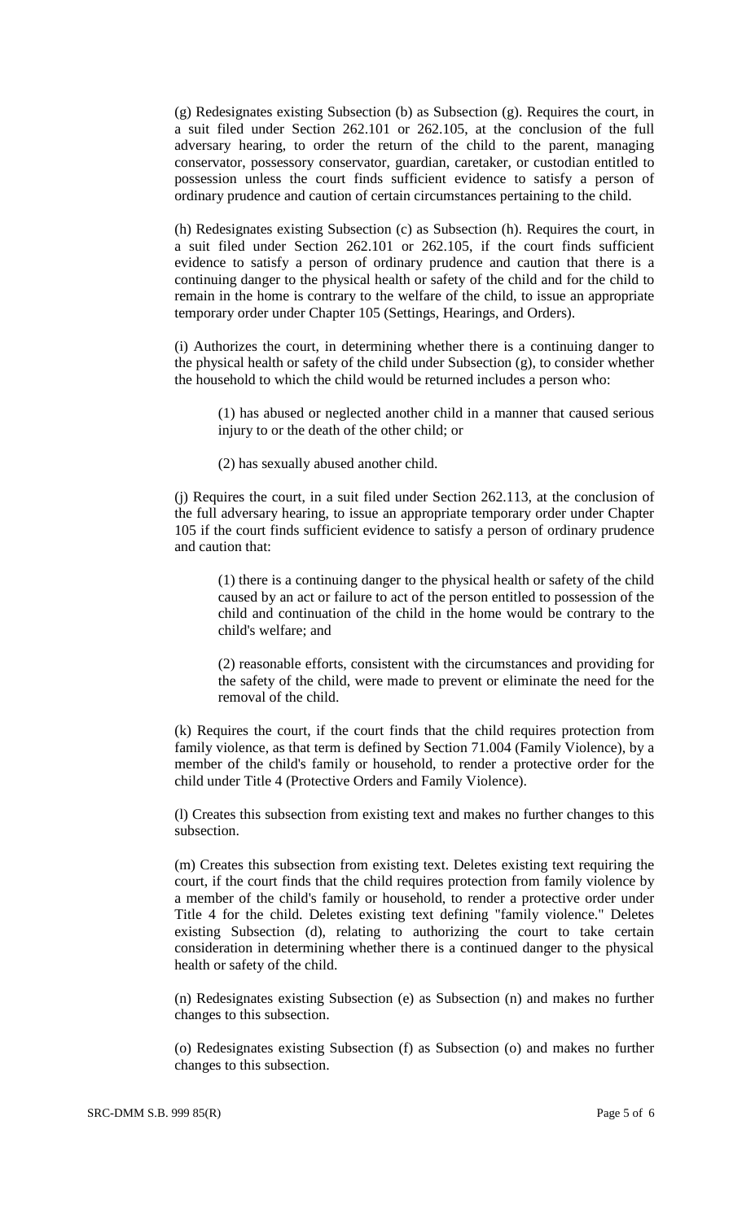(g) Redesignates existing Subsection (b) as Subsection (g). Requires the court, in a suit filed under Section 262.101 or 262.105, at the conclusion of the full adversary hearing, to order the return of the child to the parent, managing conservator, possessory conservator, guardian, caretaker, or custodian entitled to possession unless the court finds sufficient evidence to satisfy a person of ordinary prudence and caution of certain circumstances pertaining to the child.

(h) Redesignates existing Subsection (c) as Subsection (h). Requires the court, in a suit filed under Section 262.101 or 262.105, if the court finds sufficient evidence to satisfy a person of ordinary prudence and caution that there is a continuing danger to the physical health or safety of the child and for the child to remain in the home is contrary to the welfare of the child, to issue an appropriate temporary order under Chapter 105 (Settings, Hearings, and Orders).

(i) Authorizes the court, in determining whether there is a continuing danger to the physical health or safety of the child under Subsection (g), to consider whether the household to which the child would be returned includes a person who:

(1) has abused or neglected another child in a manner that caused serious injury to or the death of the other child; or

(2) has sexually abused another child.

(j) Requires the court, in a suit filed under Section 262.113, at the conclusion of the full adversary hearing, to issue an appropriate temporary order under Chapter 105 if the court finds sufficient evidence to satisfy a person of ordinary prudence and caution that:

(1) there is a continuing danger to the physical health or safety of the child caused by an act or failure to act of the person entitled to possession of the child and continuation of the child in the home would be contrary to the child's welfare; and

(2) reasonable efforts, consistent with the circumstances and providing for the safety of the child, were made to prevent or eliminate the need for the removal of the child.

(k) Requires the court, if the court finds that the child requires protection from family violence, as that term is defined by Section 71.004 (Family Violence), by a member of the child's family or household, to render a protective order for the child under Title 4 (Protective Orders and Family Violence).

(l) Creates this subsection from existing text and makes no further changes to this subsection.

(m) Creates this subsection from existing text. Deletes existing text requiring the court, if the court finds that the child requires protection from family violence by a member of the child's family or household, to render a protective order under Title 4 for the child. Deletes existing text defining "family violence." Deletes existing Subsection (d), relating to authorizing the court to take certain consideration in determining whether there is a continued danger to the physical health or safety of the child.

(n) Redesignates existing Subsection (e) as Subsection (n) and makes no further changes to this subsection.

(o) Redesignates existing Subsection (f) as Subsection (o) and makes no further changes to this subsection.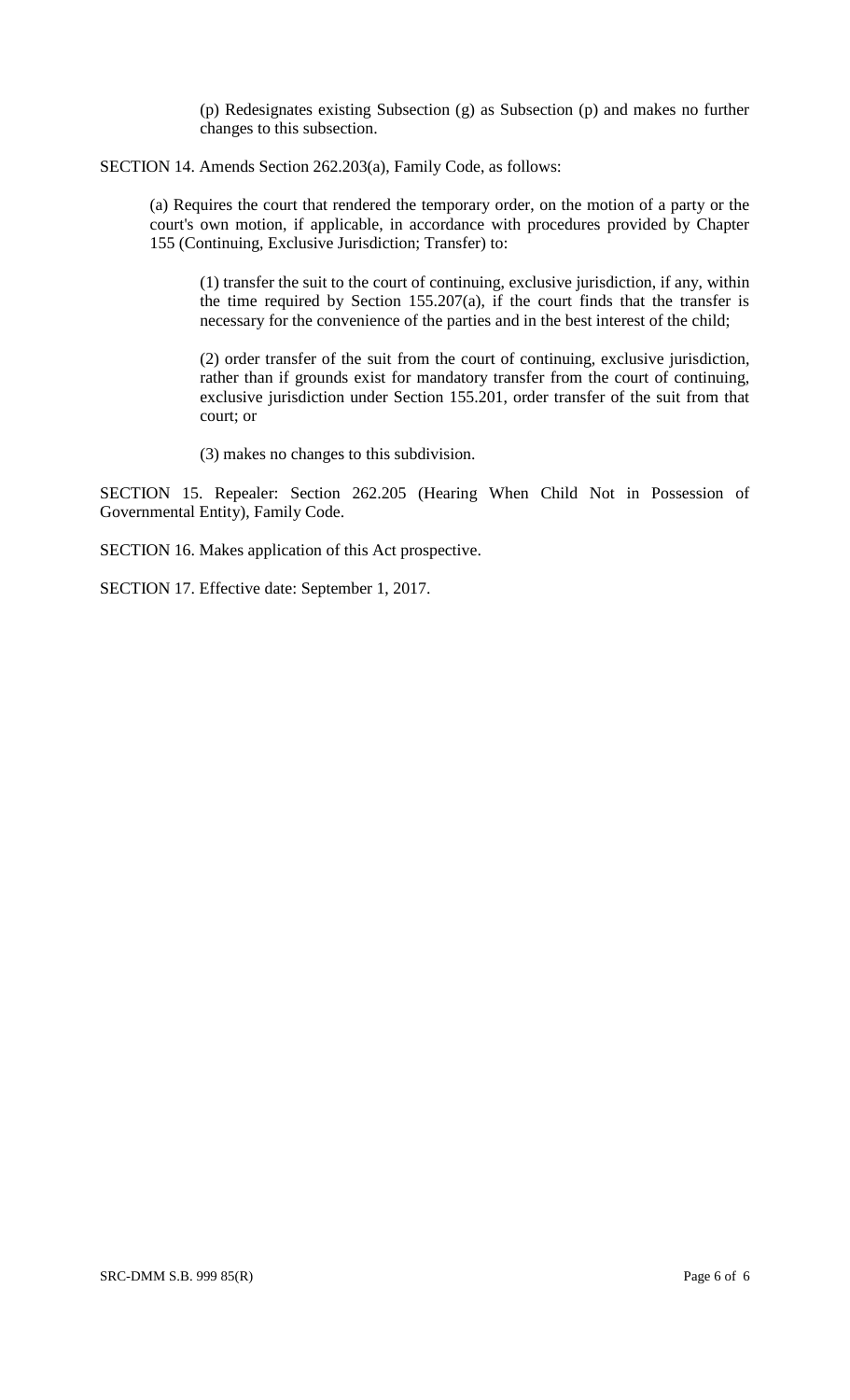(p) Redesignates existing Subsection (g) as Subsection (p) and makes no further changes to this subsection.

SECTION 14. Amends Section 262.203(a), Family Code, as follows:

(a) Requires the court that rendered the temporary order, on the motion of a party or the court's own motion, if applicable, in accordance with procedures provided by Chapter 155 (Continuing, Exclusive Jurisdiction; Transfer) to:

(1) transfer the suit to the court of continuing, exclusive jurisdiction, if any, within the time required by Section 155.207(a), if the court finds that the transfer is necessary for the convenience of the parties and in the best interest of the child;

(2) order transfer of the suit from the court of continuing, exclusive jurisdiction, rather than if grounds exist for mandatory transfer from the court of continuing, exclusive jurisdiction under Section 155.201, order transfer of the suit from that court; or

(3) makes no changes to this subdivision.

SECTION 15. Repealer: Section 262.205 (Hearing When Child Not in Possession of Governmental Entity), Family Code.

SECTION 16. Makes application of this Act prospective.

SECTION 17. Effective date: September 1, 2017.